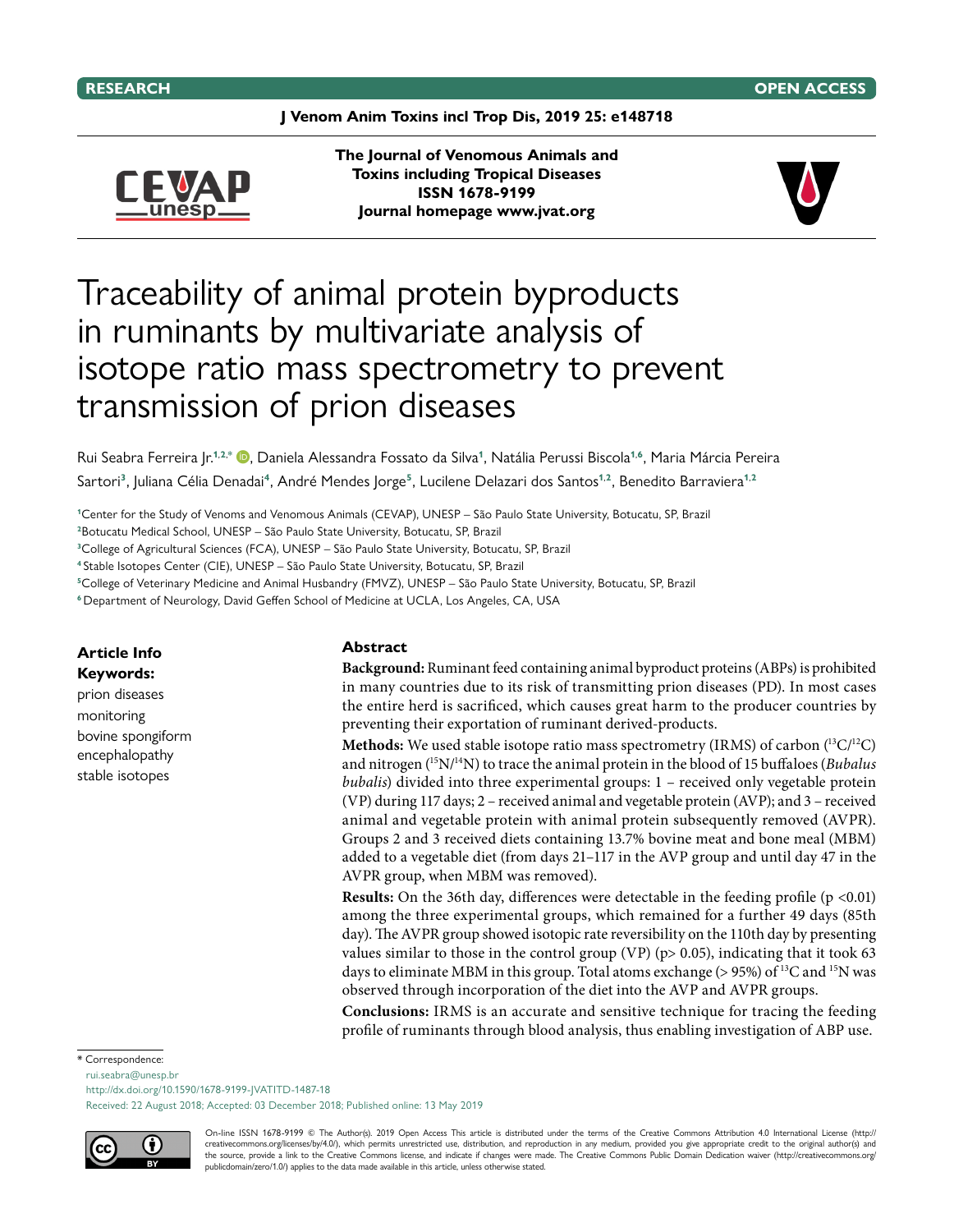RESEARCH OPEN ACCESS

The Journal of Venomous Animals and Toxins including Tropical Diseases
ISSN 1678-9199
Journal homepage www.jvat.org

# Traceability of animal protein byproducts in ruminants by multivariate analysis of isotope ratio mass spectrometry to prevent transmission of prion diseases

Rui Seabra Ferreira Jr.[1,2,*], Daniela Alessandra Fossato da Silva[1], Natália Perussi Biscola[1,6], Maria Márcia Pereira Sartori[3], Juliana Célia Denadai[4], André Mendes Jorge[5], Lucilene Delazari dos Santos[1,2], Benedito Barraviera[1,2]

[1]Center for the Study of Venoms and Venomous Animals (CEVAP), UNESP – São Paulo State University, Botucatu, SP, Brazil
[2]Botucatu Medical School, UNESP – São Paulo State University, Botucatu, SP, Brazil
[3]College of Agricultural Sciences (FCA), UNESP – São Paulo State University, Botucatu, SP, Brazil
[4]Stable Isotopes Center (CIE), UNESP – São Paulo State University, Botucatu, SP, Brazil
[5]College of Veterinary Medicine and Animal Husbandry (FMVZ), UNESP – São Paulo State University, Botucatu, SP, Brazil
[6]Department of Neurology, David Geffen School of Medicine at UCLA, Los Angeles, CA, USA

**Article Info**
**Keywords:**
prion diseases
monitoring
bovine spongiform encephalopathy
stable isotopes

## Abstract

**Background:** Ruminant feed containing animal byproduct proteins (ABPs) is prohibited in many countries due to its risk of transmitting prion diseases (PD). In most cases the entire herd is sacrificed, which causes great harm to the producer countries by preventing their exportation of ruminant derived-products.

**Methods:** We used stable isotope ratio mass spectrometry (IRMS) of carbon ($^{13}C/^{12}C$) and nitrogen ($^{15}N/^{14}N$) to trace the animal protein in the blood of 15 buffaloes (*Bubalus bubalis*) divided into three experimental groups: 1 – received only vegetable protein (VP) during 117 days; 2 – received animal and vegetable protein (AVP); and 3 – received animal and vegetable protein with animal protein subsequently removed (AVPR). Groups 2 and 3 received diets containing 13.7% bovine meat and bone meal (MBM) added to a vegetable diet (from days 21–117 in the AVP group and until day 47 in the AVPR group, when MBM was removed).

**Results:** On the 36th day, differences were detectable in the feeding profile ($p < 0.01$) among the three experimental groups, which remained for a further 49 days (85th day). The AVPR group showed isotopic rate reversibility on the 110th day by presenting values similar to those in the control group (VP) ($p > 0.05$), indicating that it took 63 days to eliminate MBM in this group. Total atoms exchange (> 95%) of $^{13}C$ and $^{15}N$ was observed through incorporation of the diet into the AVP and AVPR groups.

**Conclusions:** IRMS is an accurate and sensitive technique for tracing the feeding profile of ruminants through blood analysis, thus enabling investigation of ABP use.

\* Correspondence:
rui.seabra@unesp.br
http://dx.doi.org/10.1590/1678-9199-JVATITD-1487-18
Received: 22 August 2018; Accepted: 03 December 2018; Published online: 13 May 2019

On-line ISSN 1678-9199 © The Author(s). 2019 Open Access This article is distributed under the terms of the Creative Commons Attribution 4.0 International License (http://creativecommons.org/licenses/by/4.0/), which permits unrestricted use, distribution, and reproduction in any medium, provided you give appropriate credit to the original author(s) and the source, provide a link to the Creative Commons license, and indicate if changes were made. The Creative Commons Public Domain Dedication waiver (http://creativecommons.org/publicdomain/zero/1.0/) applies to the data made available in this article, unless otherwise stated.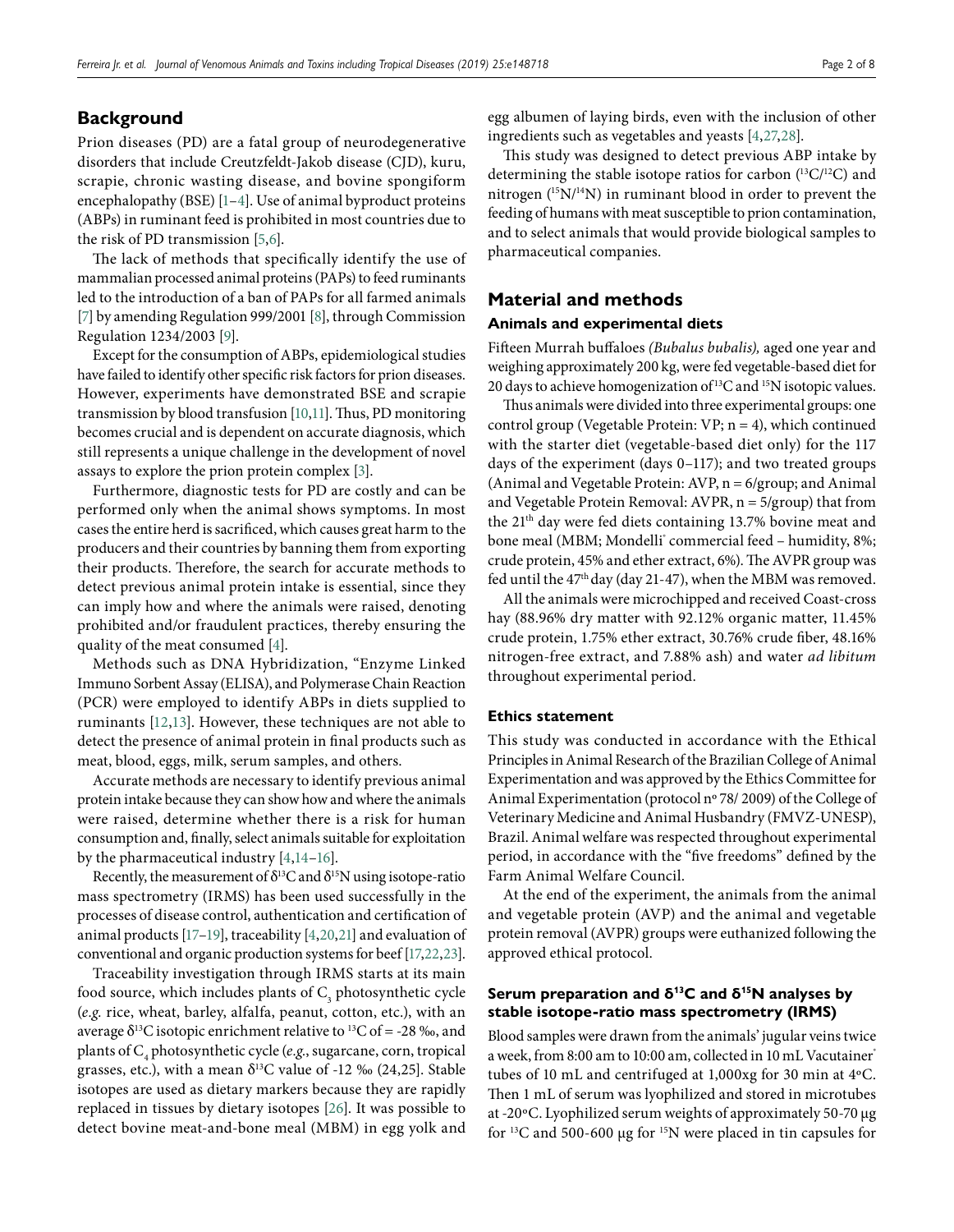## Background

Prion diseases (PD) are a fatal group of neurodegenerative disorders that include Creutzfeldt-Jakob disease (CJD), kuru, scrapie, chronic wasting disease, and bovine spongiform encephalopathy (BSE) [1–4]. Use of animal byproduct proteins (ABPs) in ruminant feed is prohibited in most countries due to the risk of PD transmission [5,6].

The lack of methods that specifically identify the use of mammalian processed animal proteins (PAPs) to feed ruminants led to the introduction of a ban of PAPs for all farmed animals [7] by amending Regulation 999/2001 [8], through Commission Regulation 1234/2003 [9].

Except for the consumption of ABPs, epidemiological studies have failed to identify other specific risk factors for prion diseases. However, experiments have demonstrated BSE and scrapie transmission by blood transfusion [10,11]. Thus, PD monitoring becomes crucial and is dependent on accurate diagnosis, which still represents a unique challenge in the development of novel assays to explore the prion protein complex [3].

Furthermore, diagnostic tests for PD are costly and can be performed only when the animal shows symptoms. In most cases the entire herd is sacrificed, which causes great harm to the producers and their countries by banning them from exporting their products. Therefore, the search for accurate methods to detect previous animal protein intake is essential, since they can imply how and where the animals were raised, denoting prohibited and/or fraudulent practices, thereby ensuring the quality of the meat consumed [4].

Methods such as DNA Hybridization, "Enzyme Linked Immuno Sorbent Assay (ELISA), and Polymerase Chain Reaction (PCR) were employed to identify ABPs in diets supplied to ruminants [12,13]. However, these techniques are not able to detect the presence of animal protein in final products such as meat, blood, eggs, milk, serum samples, and others.

Accurate methods are necessary to identify previous animal protein intake because they can show how and where the animals were raised, determine whether there is a risk for human consumption and, finally, select animals suitable for exploitation by the pharmaceutical industry [4,14–16].

Recently, the measurement of $\delta^{13}C$ and $\delta^{15}N$ using isotope-ratio mass spectrometry (IRMS) has been used successfully in the processes of disease control, authentication and certification of animal products [17–19], traceability [4,20,21] and evaluation of conventional and organic production systems for beef [17,22,23].

Traceability investigation through IRMS starts at its main food source, which includes plants of $C_3$ photosynthetic cycle (*e.g.* rice, wheat, barley, alfalfa, peanut, cotton, etc.), with an average $\delta^{13}C$ isotopic enrichment relative to $^{13}C$ of = -28 ‰, and plants of $C_4$ photosynthetic cycle (*e.g.*, sugarcane, corn, tropical grasses, etc.), with a mean $\delta^{13}C$ value of -12 ‰ (24,25]. Stable isotopes are used as dietary markers because they are rapidly replaced in tissues by dietary isotopes [26]. It was possible to detect bovine meat-and-bone meal (MBM) in egg yolk and egg albumen of laying birds, even with the inclusion of other ingredients such as vegetables and yeasts [4,27,28].

This study was designed to detect previous ABP intake by determining the stable isotope ratios for carbon ($^{13}C/^{12}C$) and nitrogen ($^{15}N/^{14}N$) in ruminant blood in order to prevent the feeding of humans with meat susceptible to prion contamination, and to select animals that would provide biological samples to pharmaceutical companies.

## Material and methods

### Animals and experimental diets

Fifteen Murrah buffaloes *(Bubalus bubalis),* aged one year and weighing approximately 200 kg, were fed vegetable-based diet for 20 days to achieve homogenization of $^{13}C$ and $^{15}N$ isotopic values.

Thus animals were divided into three experimental groups: one control group (Vegetable Protein: VP; n = 4), which continued with the starter diet (vegetable-based diet only) for the 117 days of the experiment (days 0–117); and two treated groups (Animal and Vegetable Protein: AVP, n = 6/group; and Animal and Vegetable Protein Removal: AVPR, n = 5/group) that from the 21[th] day were fed diets containing 13.7% bovine meat and bone meal (MBM; Mondelli® commercial feed – humidity, 8%; crude protein, 45% and ether extract, 6%). The AVPR group was fed until the 47[th] day (day 21-47), when the MBM was removed.

All the animals were microchipped and received Coast-cross hay (88.96% dry matter with 92.12% organic matter, 11.45% crude protein, 1.75% ether extract, 30.76% crude fiber, 48.16% nitrogen-free extract, and 7.88% ash) and water *ad libitum* throughout experimental period.

### Ethics statement

This study was conducted in accordance with the Ethical Principles in Animal Research of the Brazilian College of Animal Experimentation and was approved by the Ethics Committee for Animal Experimentation (protocol nº 78/ 2009) of the College of Veterinary Medicine and Animal Husbandry (FMVZ-UNESP), Brazil. Animal welfare was respected throughout experimental period, in accordance with the "five freedoms" defined by the Farm Animal Welfare Council.

At the end of the experiment, the animals from the animal and vegetable protein (AVP) and the animal and vegetable protein removal (AVPR) groups were euthanized following the approved ethical protocol.

### Serum preparation and $\delta^{13}C$ and $\delta^{15}N$ analyses by stable isotope-ratio mass spectrometry (IRMS)

Blood samples were drawn from the animals' jugular veins twice a week, from 8:00 am to 10:00 am, collected in 10 mL Vacutainer® tubes of 10 mL and centrifuged at 1,000xg for 30 min at 4ºC. Then 1 mL of serum was lyophilized and stored in microtubes at -20ºC. Lyophilized serum weights of approximately 50-70 µg for $^{13}C$ and 500-600 µg for $^{15}N$ were placed in tin capsules for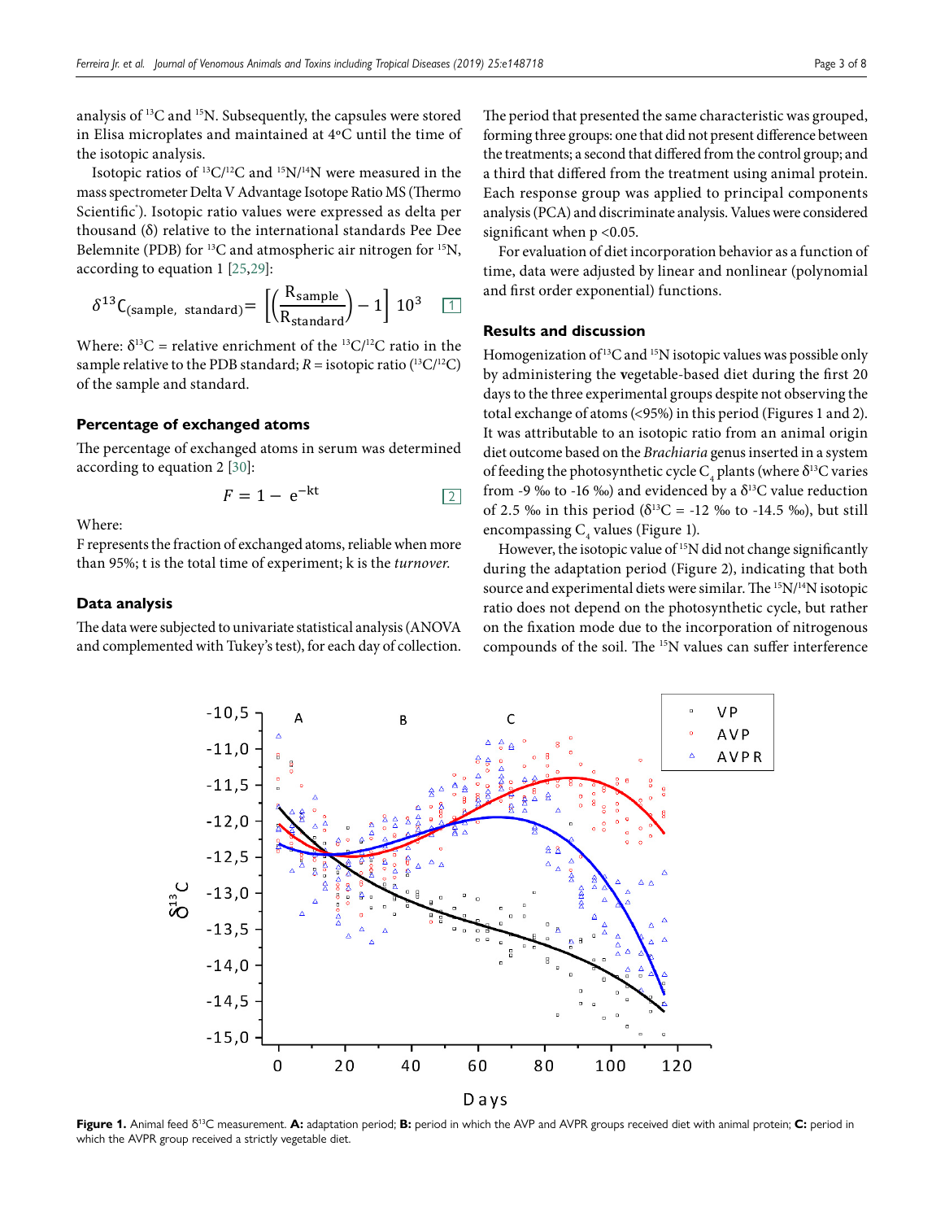analysis of $^{13}C$ and $^{15}N$. Subsequently, the capsules were stored in Elisa microplates and maintained at 4ºC until the time of the isotopic analysis.

Isotopic ratios of $^{13}C/^{12}C$ and $^{15}N/^{14}N$ were measured in the mass spectrometer Delta V Advantage Isotope Ratio MS (Thermo Scientific®). Isotopic ratio values were expressed as delta per thousand (δ) relative to the international standards Pee Dee Belemnite (PDB) for $^{13}C$ and atmospheric air nitrogen for $^{15}N$, according to equation 1 [25,29]:

$$\delta^{13}C_{(\text{sample, standard})} = \left[\left(\frac{R_{\text{sample}}}{R_{\text{standard}}}\right) - 1\right] 10^3 \quad [1]$$

Where: $\delta^{13}C$ = relative enrichment of the $^{13}C/^{12}C$ ratio in the sample relative to the PDB standard; $R$ = isotopic ratio ($^{13}C/^{12}C$) of the sample and standard.

### Percentage of exchanged atoms

The percentage of exchanged atoms in serum was determined according to equation 2 [30]:

$$F = 1 - e^{-kt} \quad [2]$$

Where:

F represents the fraction of exchanged atoms, reliable when more than 95%; t is the total time of experiment; k is the *turnover*.

### Data analysis

The data were subjected to univariate statistical analysis (ANOVA and complemented with Tukey's test), for each day of collection. The period that presented the same characteristic was grouped, forming three groups: one that did not present difference between the treatments; a second that differed from the control group; and a third that differed from the treatment using animal protein. Each response group was applied to principal components analysis (PCA) and discriminate analysis. Values were considered significant when $p < 0.05$.

For evaluation of diet incorporation behavior as a function of time, data were adjusted by linear and nonlinear (polynomial and first order exponential) functions.

### Results and discussion

Homogenization of $^{13}C$ and $^{15}N$ isotopic values was possible only by administering the **v**egetable-based diet during the first 20 days to the three experimental groups despite not observing the total exchange of atoms (<95%) in this period (Figures 1 and 2). It was attributable to an isotopic ratio from an animal origin diet outcome based on the *Brachiaria* genus inserted in a system of feeding the photosynthetic cycle $C_4$ plants (where $\delta^{13}C$ varies from -9 ‰ to -16 ‰) and evidenced by a $\delta^{13}C$ value reduction of 2.5 ‰ in this period ($\delta^{13}C$ = -12 ‰ to -14.5 ‰), but still encompassing $C_4$ values (Figure 1).

However, the isotopic value of $^{15}N$ did not change significantly during the adaptation period (Figure 2), indicating that both source and experimental diets were similar. The $^{15}N/^{14}N$ isotopic ratio does not depend on the photosynthetic cycle, but rather on the fixation mode due to the incorporation of nitrogenous compounds of the soil. The $^{15}N$ values can suffer interference

**Figure 1.** Animal feed $\delta^{13}C$ measurement. **A:** adaptation period; **B:** period in which the AVP and AVPR groups received diet with animal protein; **C:** period in which the AVPR group received a strictly vegetable diet.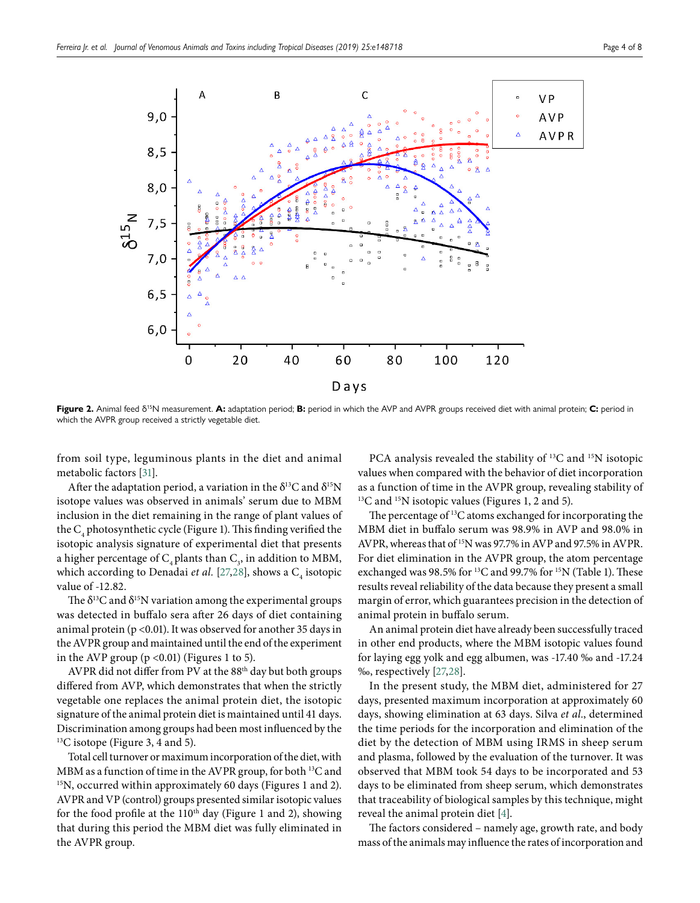**Figure 2.** Animal feed $\delta^{15}N$ measurement. **A:** adaptation period; **B:** period in which the AVP and AVPR groups received diet with animal protein; **C:** period in which the AVPR group received a strictly vegetable diet.

from soil type, leguminous plants in the diet and animal metabolic factors [31].

After the adaptation period, a variation in the $\delta^{13}C$ and $\delta^{15}N$ isotope values was observed in animals' serum due to MBM inclusion in the diet remaining in the range of plant values of the $C_4$ photosynthetic cycle (Figure 1). This finding verified the isotopic analysis signature of experimental diet that presents a higher percentage of $C_4$ plants than $C_3$, in addition to MBM, which according to Denadai *et al.* [27,28], shows a $C_4$ isotopic value of -12.82.

The $\delta^{13}C$ and $\delta^{15}N$ variation among the experimental groups was detected in buffalo sera after 26 days of diet containing animal protein ($p < 0.01$). It was observed for another 35 days in the AVPR group and maintained until the end of the experiment in the AVP group ($p < 0.01$) (Figures 1 to 5).

AVPR did not differ from PV at the 88th day but both groups differed from AVP, which demonstrates that when the strictly vegetable one replaces the animal protein diet, the isotopic signature of the animal protein diet is maintained until 41 days. Discrimination among groups had been most influenced by the $^{13}C$ isotope (Figure 3, 4 and 5).

Total cell turnover or maximum incorporation of the diet, with MBM as a function of time in the AVPR group, for both $^{13}C$ and $^{15}N$, occurred within approximately 60 days (Figures 1 and 2). AVPR and VP (control) groups presented similar isotopic values for the food profile at the 110th day (Figure 1 and 2), showing that during this period the MBM diet was fully eliminated in the AVPR group.

PCA analysis revealed the stability of $^{13}C$ and $^{15}N$ isotopic values when compared with the behavior of diet incorporation as a function of time in the AVPR group, revealing stability of $^{13}C$ and $^{15}N$ isotopic values (Figures 1, 2 and 5).

The percentage of $^{13}C$ atoms exchanged for incorporating the MBM diet in buffalo serum was 98.9% in AVP and 98.0% in AVPR, whereas that of $^{15}N$ was 97.7% in AVP and 97.5% in AVPR. For diet elimination in the AVPR group, the atom percentage exchanged was 98.5% for $^{13}C$ and 99.7% for $^{15}N$ (Table 1). These results reveal reliability of the data because they present a small margin of error, which guarantees precision in the detection of animal protein in buffalo serum.

An animal protein diet have already been successfully traced in other end products, where the MBM isotopic values found for laying egg yolk and egg albumen, was -17.40 ‰ and -17.24 ‰, respectively [27,28].

In the present study, the MBM diet, administered for 27 days, presented maximum incorporation at approximately 60 days, showing elimination at 63 days. Silva *et al.*, determined the time periods for the incorporation and elimination of the diet by the detection of MBM using IRMS in sheep serum and plasma, followed by the evaluation of the turnover. It was observed that MBM took 54 days to be incorporated and 53 days to be eliminated from sheep serum, which demonstrates that traceability of biological samples by this technique, might reveal the animal protein diet [4].

The factors considered – namely age, growth rate, and body mass of the animals may influence the rates of incorporation and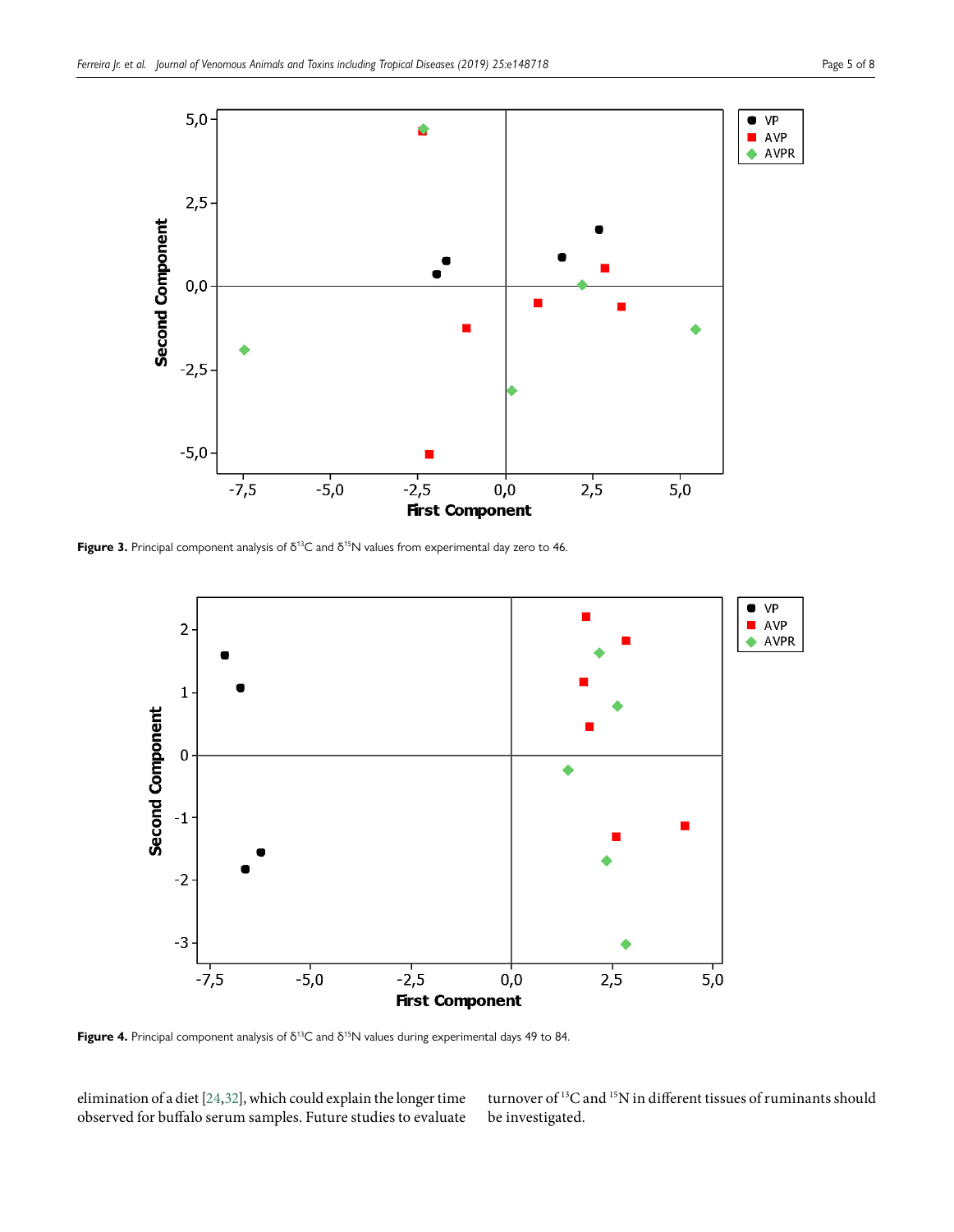**Figure 3.** Principal component analysis of $\delta^{13}C$ and $\delta^{15}N$ values from experimental day zero to 46.

**Figure 4.** Principal component analysis of $\delta^{13}C$ and $\delta^{15}N$ values during experimental days 49 to 84.

elimination of a diet [24,32], which could explain the longer time observed for buffalo serum samples. Future studies to evaluate turnover of $^{13}C$ and $^{15}N$ in different tissues of ruminants should be investigated.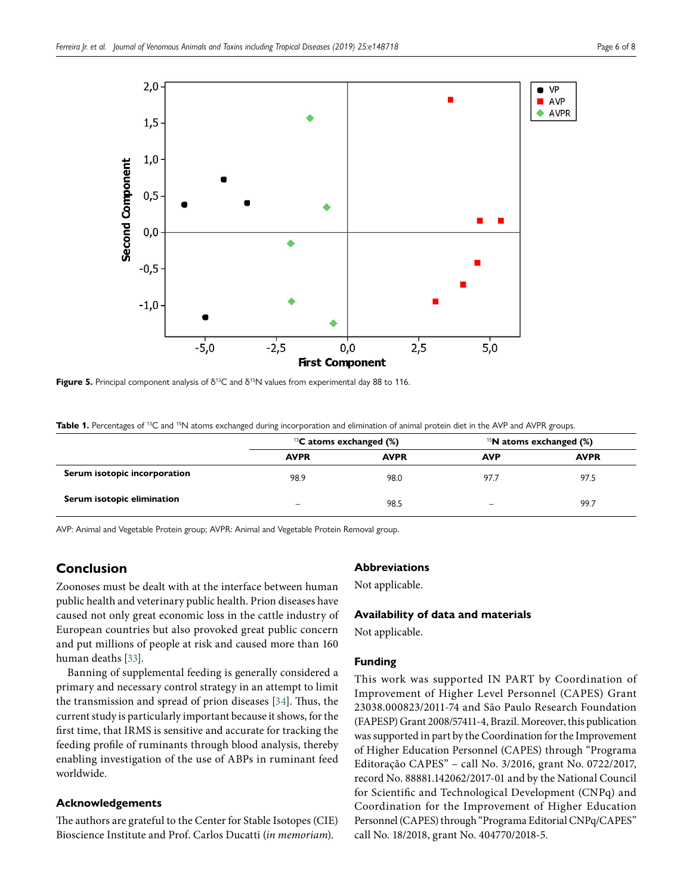Figure 5. Principal component analysis of $\delta^{13}C$ and $\delta^{15}N$ values from experimental day 88 to 116.

**Table 1.** Percentages of $^{13}C$ and $^{15}N$ atoms exchanged during incorporation and elimination of animal protein diet in the AVP and AVPR groups.

| | $^{13}$C atoms exchanged (%) | | $^{15}$N atoms exchanged (%) | |
|---|---|---|---|---|
| | AVPR | AVPR | AVP | AVPR |
| **Serum isotopic incorporation** | 98.9 | 98.0 | 97.7 | 97.5 |
| **Serum isotopic elimination** | – | 98.5 | – | 99.7 |

AVP: Animal and Vegetable Protein group; AVPR: Animal and Vegetable Protein Removal group.

## Conclusion

Zoonoses must be dealt with at the interface between human public health and veterinary public health. Prion diseases have caused not only great economic loss in the cattle industry of European countries but also provoked great public concern and put millions of people at risk and caused more than 160 human deaths [33].

Banning of supplemental feeding is generally considered a primary and necessary control strategy in an attempt to limit the transmission and spread of prion diseases [34]. Thus, the current study is particularly important because it shows, for the first time, that IRMS is sensitive and accurate for tracking the feeding profile of ruminants through blood analysis, thereby enabling investigation of the use of ABPs in ruminant feed worldwide.

## Acknowledgements

The authors are grateful to the Center for Stable Isotopes (CIE) Bioscience Institute and Prof. Carlos Ducatti (*in memoriam*).

## Abbreviations

Not applicable.

## Availability of data and materials

Not applicable.

## Funding

This work was supported IN PART by Coordination of Improvement of Higher Level Personnel (CAPES) Grant 23038.000823/2011-74 and São Paulo Research Foundation (FAPESP) Grant 2008/57411-4, Brazil. Moreover, this publication was supported in part by the Coordination for the Improvement of Higher Education Personnel (CAPES) through "Programa Editoração CAPES" – call No. 3/2016, grant No. 0722/2017, record No. 88881.142062/2017-01 and by the National Council for Scientific and Technological Development (CNPq) and Coordination for the Improvement of Higher Education Personnel (CAPES) through "Programa Editorial CNPq/CAPES" call No. 18/2018, grant No. 404770/2018-5.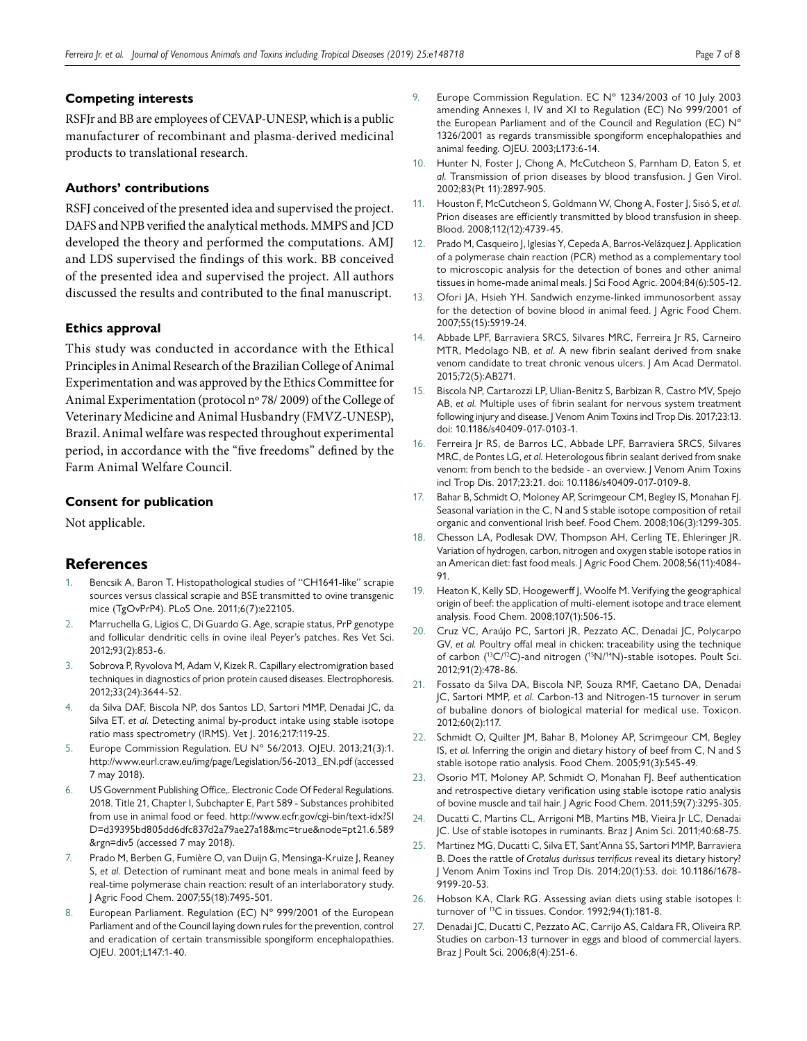### Competing interests

RSFJr and BB are employees of CEVAP-UNESP, which is a public manufacturer of recombinant and plasma-derived medicinal products to translational research.

### Authors' contributions

RSFJ conceived of the presented idea and supervised the project. DAFS and NPB verified the analytical methods. MMPS and JCD developed the theory and performed the computations. AMJ and LDS supervised the findings of this work. BB conceived of the presented idea and supervised the project. All authors discussed the results and contributed to the final manuscript.

### Ethics approval

This study was conducted in accordance with the Ethical Principles in Animal Research of the Brazilian College of Animal Experimentation and was approved by the Ethics Committee for Animal Experimentation (protocol nº 78/ 2009) of the College of Veterinary Medicine and Animal Husbandry (FMVZ-UNESP), Brazil. Animal welfare was respected throughout experimental period, in accordance with the "five freedoms" defined by the Farm Animal Welfare Council.

### Consent for publication

Not applicable.

## References

1. Bencsik A, Baron T. Histopathological studies of "CH1641-like" scrapie sources versus classical scrapie and BSE transmitted to ovine transgenic mice (TgOvPrP4). PLoS One. 2011;6(7):e22105.
2. Marruchella G, Ligios C, Di Guardo G. Age, scrapie status, PrP genotype and follicular dendritic cells in ovine ileal Peyer's patches. Res Vet Sci. 2012;93(2):853-6.
3. Sobrova P, Ryvolova M, Adam V, Kizek R. Capillary electromigration based techniques in diagnostics of prion protein caused diseases. Electrophoresis. 2012;33(24):3644-52.
4. da Silva DAF, Biscola NP, dos Santos LD, Sartori MMP, Denadai JC, da Silva ET, *et al.* Detecting animal by-product intake using stable isotope ratio mass spectrometry (IRMS). Vet J. 2016;217:119-25.
5. Europe Commission Regulation. EU N° 56/2013. OJEU. 2013;21(3):1. http://www.eurl.craw.eu/img/page/Legislation/56-2013_EN.pdf (accessed 7 may 2018).
6. US Government Publishing Office,. Electronic Code Of Federal Regulations. 2018. Title 21, Chapter I, Subchapter E, Part 589 - Substances prohibited from use in animal food or feed. http://www.ecfr.gov/cgi-bin/text-idx?SID=d39395bd805dd6dfc837d2a79ae27a18&mc=true&node=pt21.6.589&rgn=div5 (accessed 7 may 2018).
7. Prado M, Berben G, Fumière O, van Duijn G, Mensinga-Kruize J, Reaney S, *et al.* Detection of ruminant meat and bone meals in animal feed by real-time polymerase chain reaction: result of an interlaboratory study. J Agric Food Chem. 2007;55(18):7495-501.
8. European Parliament. Regulation (EC) N° 999/2001 of the European Parliament and of the Council laying down rules for the prevention, control and eradication of certain transmissible spongiform encephalopathies. OJEU. 2001;L147:1-40.
9. Europe Commission Regulation. EC N° 1234/2003 of 10 July 2003 amending Annexes I, IV and XI to Regulation (EC) No 999/2001 of the European Parliament and of the Council and Regulation (EC) N° 1326/2001 as regards transmissible spongiform encephalopathies and animal feeding. OJEU. 2003;L173:6-14.
10. Hunter N, Foster J, Chong A, McCutcheon S, Parnham D, Eaton S, *et al.* Transmission of prion diseases by blood transfusion. J Gen Virol. 2002;83(Pt 11):2897-905.
11. Houston F, McCutcheon S, Goldmann W, Chong A, Foster J, Sisó S, *et al.* Prion diseases are efficiently transmitted by blood transfusion in sheep. Blood. 2008;112(12):4739-45.
12. Prado M, Casqueiro J, Iglesias Y, Cepeda A, Barros-Velázquez J. Application of a polymerase chain reaction (PCR) method as a complementary tool to microscopic analysis for the detection of bones and other animal tissues in home-made animal meals. J Sci Food Agric. 2004;84(6):505-12.
13. Ofori JA, Hsieh YH. Sandwich enzyme-linked immunosorbent assay for the detection of bovine blood in animal feed. J Agric Food Chem. 2007;55(15):5919-24.
14. Abbade LPF, Barraviera SRCS, Silvares MRC, Ferreira Jr RS, Carneiro MTR, Medolago NB, *et al.* A new fibrin sealant derived from snake venom candidate to treat chronic venous ulcers. J Am Acad Dermatol. 2015;72(5):AB271.
15. Biscola NP, Cartarozzi LP, Ulian-Benitz S, Barbizan R, Castro MV, Spejo AB, *et al.* Multiple uses of fibrin sealant for nervous system treatment following injury and disease. J Venom Anim Toxins incl Trop Dis. 2017;23:13. doi: 10.1186/s40409-017-0103-1.
16. Ferreira Jr RS, de Barros LC, Abbade LPF, Barraviera SRCS, Silvares MRC, de Pontes LG, *et al.* Heterologous fibrin sealant derived from snake venom: from bench to the bedside - an overview. J Venom Anim Toxins incl Trop Dis. 2017;23:21. doi: 10.1186/s40409-017-0109-8.
17. Bahar B, Schmidt O, Moloney AP, Scrimgeour CM, Begley IS, Monahan FJ. Seasonal variation in the C, N and S stable isotope composition of retail organic and conventional Irish beef. Food Chem. 2008;106(3):1299-305.
18. Chesson LA, Podlesak DW, Thompson AH, Cerling TE, Ehleringer JR. Variation of hydrogen, carbon, nitrogen and oxygen stable isotope ratios in an American diet: fast food meals. J Agric Food Chem. 2008;56(11):4084-91.
19. Heaton K, Kelly SD, Hoogewerff J, Woolfe M. Verifying the geographical origin of beef: the application of multi-element isotope and trace element analysis. Food Chem. 2008;107(1):506-15.
20. Cruz VC, Araújo PC, Sartori JR, Pezzato AC, Denadai JC, Polycarpo GV, *et al.* Poultry offal meal in chicken: traceability using the technique of carbon ($^{13}C/^{12}C$)-and nitrogen ($^{15}N/^{14}N$)-stable isotopes. Poult Sci. 2012;91(2):478-86.
21. Fossato da Silva DA, Biscola NP, Souza RMF, Caetano DA, Denadai JC, Sartori MMP, *et al.* Carbon-13 and Nitrogen-15 turnover in serum of bubaline donors of biological material for medical use. Toxicon. 2012;60(2):117.
22. Schmidt O, Quilter JM, Bahar B, Moloney AP, Scrimgeour CM, Begley IS, *et al.* Inferring the origin and dietary history of beef from C, N and S stable isotope ratio analysis. Food Chem. 2005;91(3):545-49.
23. Osorio MT, Moloney AP, Schmidt O, Monahan FJ. Beef authentication and retrospective dietary verification using stable isotope ratio analysis of bovine muscle and tail hair. J Agric Food Chem. 2011;59(7):3295-305.
24. Ducatti C, Martins CL, Arrigoni MB, Martins MB, Vieira Jr LC, Denadai JC. Use of stable isotopes in ruminants. Braz J Anim Sci. 2011;40:68-75.
25. Martinez MG, Ducatti C, Silva ET, Sant'Anna SS, Sartori MMP, Barraviera B. Does the rattle of *Crotalus durissus terrificus* reveal its dietary history? J Venom Anim Toxins incl Trop Dis. 2014;20(1):53. doi: 10.1186/1678-9199-20-53.
26. Hobson KA, Clark RG. Assessing avian diets using stable isotopes I: turnover of $^{13}C$ in tissues. Condor. 1992;94(1):181-8.
27. Denadai JC, Ducatti C, Pezzato AC, Carrijo AS, Caldara FR, Oliveira RP. Studies on carbon-13 turnover in eggs and blood of commercial layers. Braz J Poult Sci. 2006;8(4):251-6.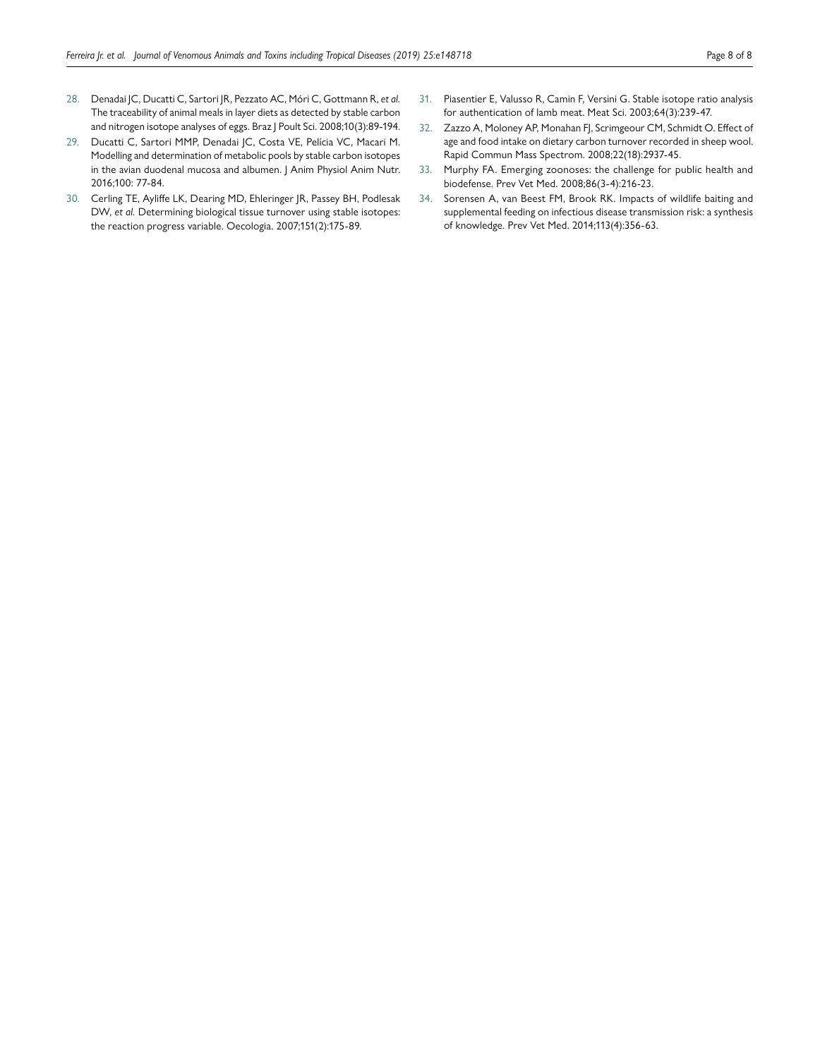28. Denadai JC, Ducatti C, Sartori JR, Pezzato AC, Móri C, Gottmann R, *et al.* The traceability of animal meals in layer diets as detected by stable carbon and nitrogen isotope analyses of eggs. Braz J Poult Sci. 2008;10(3):89-194.
29. Ducatti C, Sartori MMP, Denadai JC, Costa VE, Pelícia VC, Macari M. Modelling and determination of metabolic pools by stable carbon isotopes in the avian duodenal mucosa and albumen. J Anim Physiol Anim Nutr. 2016;100: 77-84.
30. Cerling TE, Ayliffe LK, Dearing MD, Ehleringer JR, Passey BH, Podlesak DW, *et al.* Determining biological tissue turnover using stable isotopes: the reaction progress variable. Oecologia. 2007;151(2):175-89.
31. Piasentier E, Valusso R, Camin F, Versini G. Stable isotope ratio analysis for authentication of lamb meat. Meat Sci. 2003;64(3):239-47.
32. Zazzo A, Moloney AP, Monahan FJ, Scrimgeour CM, Schmidt O. Effect of age and food intake on dietary carbon turnover recorded in sheep wool. Rapid Commun Mass Spectrom. 2008;22(18):2937-45.
33. Murphy FA. Emerging zoonoses: the challenge for public health and biodefense. Prev Vet Med. 2008;86(3-4):216-23.
34. Sorensen A, van Beest FM, Brook RK. Impacts of wildlife baiting and supplemental feeding on infectious disease transmission risk: a synthesis of knowledge. Prev Vet Med. 2014;113(4):356-63.